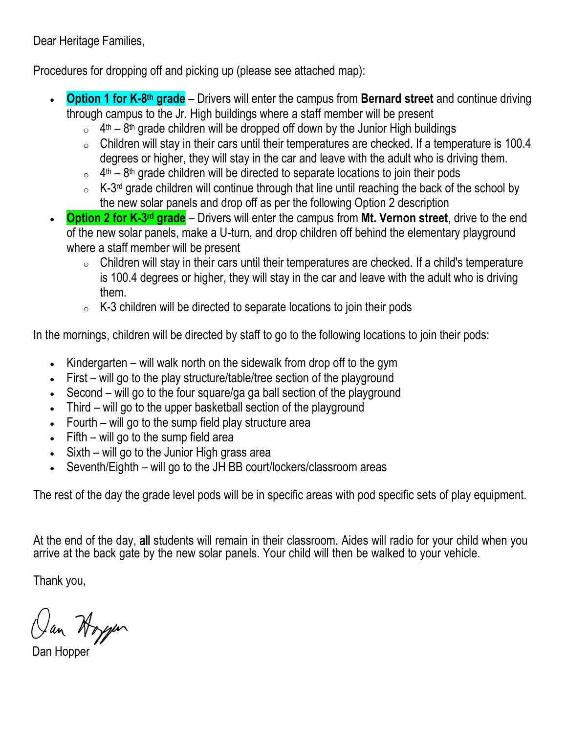Dear Heritage Families,

Procedures for dropping off and picking up (please see attached map):

- **Option 1 for K-8th grade** – Drivers will enter the campus from **Bernard street** and continue driving through campus to the Jr. High buildings where a staff member will be present
  - 4th – 8th grade children will be dropped off down by the Junior High buildings
  - Children will stay in their cars until their temperatures are checked. If a temperature is 100.4 degrees or higher, they will stay in the car and leave with the adult who is driving them.
  - 4th – 8th grade children will be directed to separate locations to join their pods
  - K-3rd grade children will continue through that line until reaching the back of the school by the new solar panels and drop off as per the following Option 2 description
- **Option 2 for K-3rd grade** – Drivers will enter the campus from **Mt. Vernon street**, drive to the end of the new solar panels, make a U-turn, and drop children off behind the elementary playground where a staff member will be present
  - Children will stay in their cars until their temperatures are checked. If a child's temperature is 100.4 degrees or higher, they will stay in the car and leave with the adult who is driving them.
  - K-3 children will be directed to separate locations to join their pods

In the mornings, children will be directed by staff to go to the following locations to join their pods:

- Kindergarten – will walk north on the sidewalk from drop off to the gym
- First – will go to the play structure/table/tree section of the playground
- Second – will go to the four square/ga ga ball section of the playground
- Third – will go to the upper basketball section of the playground
- Fourth – will go to the sump field play structure area
- Fifth – will go to the sump field area
- Sixth – will go to the Junior High grass area
- Seventh/Eighth – will go to the JH BB court/lockers/classroom areas

The rest of the day the grade level pods will be in specific areas with pod specific sets of play equipment.

At the end of the day, **all** students will remain in their classroom. Aides will radio for your child when you arrive at the back gate by the new solar panels. Your child will then be walked to your vehicle.

Thank you,

Dan Hopper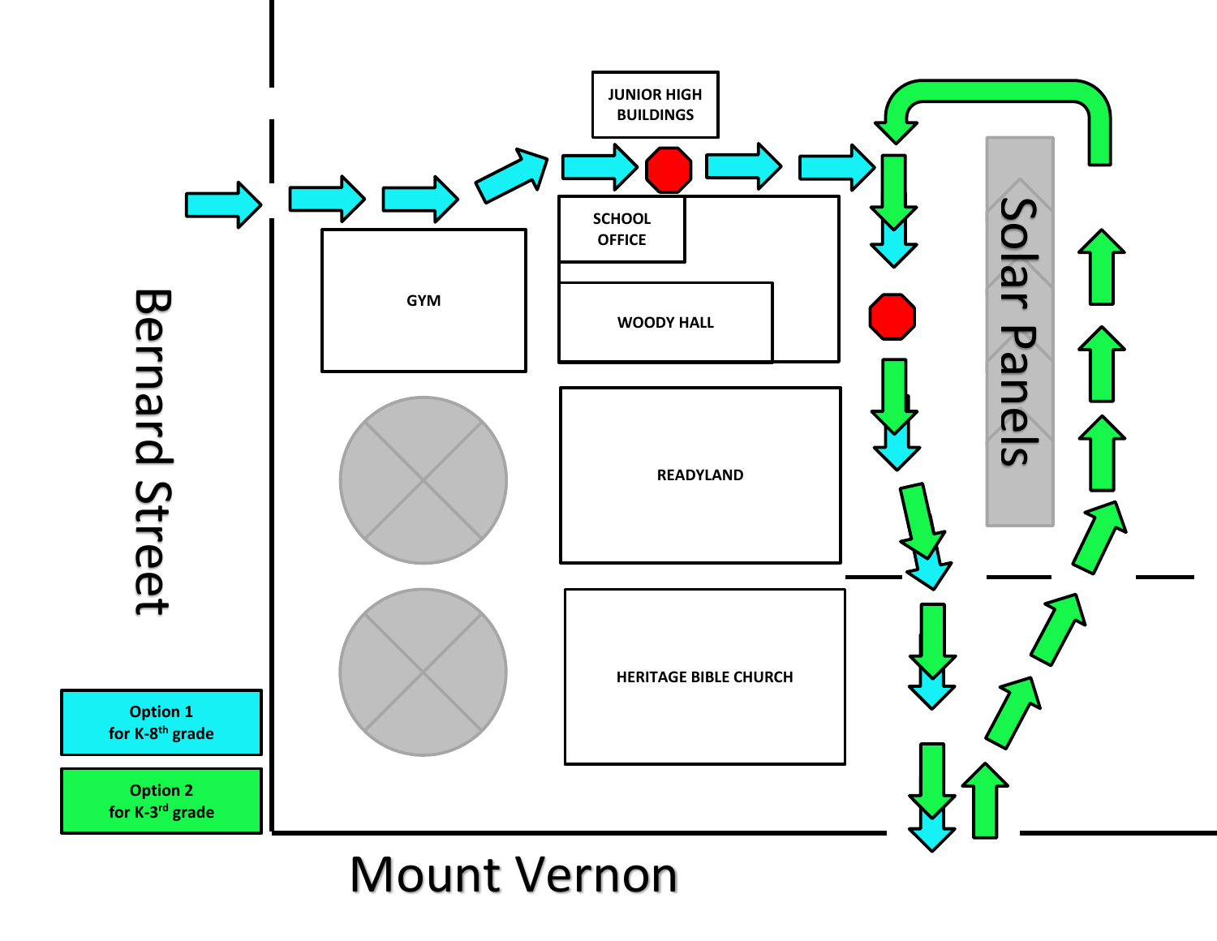JUNIOR HIGH BUILDINGS

SCHOOL OFFICE

WOODY HALL

GYM

READYLAND

HERITAGE BIBLE CHURCH

Solar Panels

Bernard Street

Mount Vernon

Option 1 for K-8th grade

Option 2 for K-3rd grade